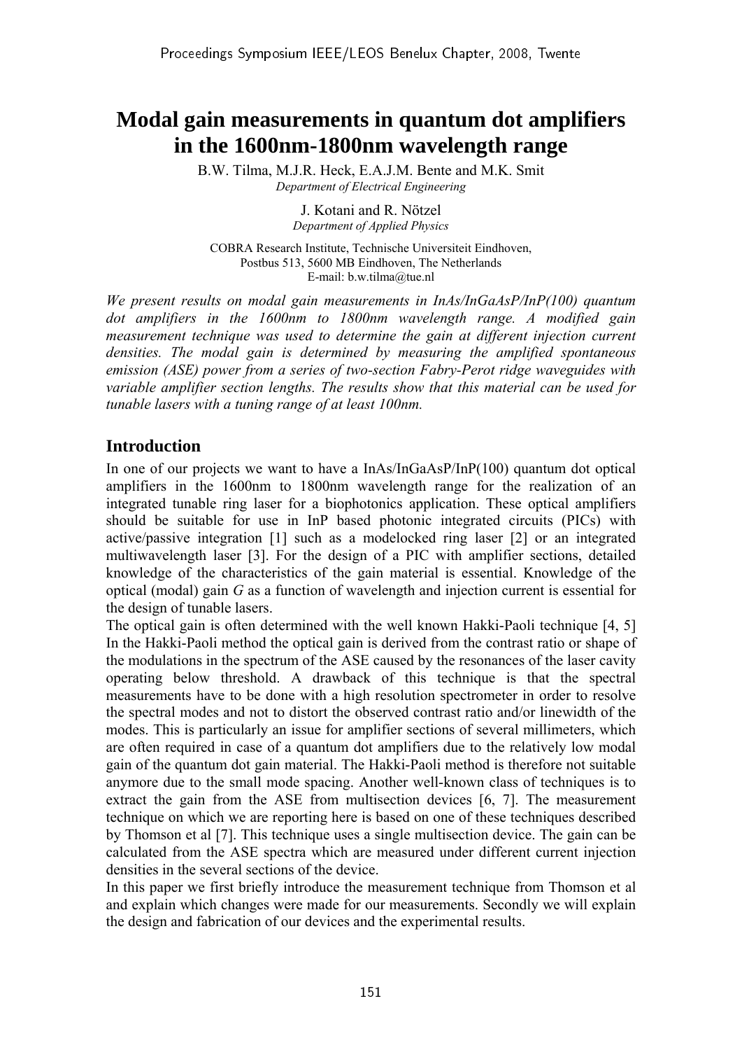# Modal gain measurements in quantum dot amplifiers in the 1600nm-1800nm wavelength range

B.W. Tilma, M.J.R. Heck, E.A.J.M. Bente and M.K. Smit
*Department of Electrical Engineering*

J. Kotani and R. Nötzel
*Department of Applied Physics*

COBRA Research Institute, Technische Universiteit Eindhoven,
Postbus 513, 5600 MB Eindhoven, The Netherlands
E-mail: b.w.tilma@tue.nl

*We present results on modal gain measurements in InAs/InGaAsP/InP(100) quantum dot amplifiers in the 1600nm to 1800nm wavelength range. A modified gain measurement technique was used to determine the gain at different injection current densities. The modal gain is determined by measuring the amplified spontaneous emission (ASE) power from a series of two-section Fabry-Perot ridge waveguides with variable amplifier section lengths. The results show that this material can be used for tunable lasers with a tuning range of at least 100nm.*

## Introduction

In one of our projects we want to have a InAs/InGaAsP/InP(100) quantum dot optical amplifiers in the 1600nm to 1800nm wavelength range for the realization of an integrated tunable ring laser for a biophotonics application. These optical amplifiers should be suitable for use in InP based photonic integrated circuits (PICs) with active/passive integration [1] such as a modelocked ring laser [2] or an integrated multiwavelength laser [3]. For the design of a PIC with amplifier sections, detailed knowledge of the characteristics of the gain material is essential. Knowledge of the optical (modal) gain $G$ as a function of wavelength and injection current is essential for the design of tunable lasers.

The optical gain is often determined with the well known Hakki-Paoli technique [4, 5] In the Hakki-Paoli method the optical gain is derived from the contrast ratio or shape of the modulations in the spectrum of the ASE caused by the resonances of the laser cavity operating below threshold. A drawback of this technique is that the spectral measurements have to be done with a high resolution spectrometer in order to resolve the spectral modes and not to distort the observed contrast ratio and/or linewidth of the modes. This is particularly an issue for amplifier sections of several millimeters, which are often required in case of a quantum dot amplifiers due to the relatively low modal gain of the quantum dot gain material. The Hakki-Paoli method is therefore not suitable anymore due to the small mode spacing. Another well-known class of techniques is to extract the gain from the ASE from multisection devices [6, 7]. The measurement technique on which we are reporting here is based on one of these techniques described by Thomson et al [7]. This technique uses a single multisection device. The gain can be calculated from the ASE spectra which are measured under different current injection densities in the several sections of the device.

In this paper we first briefly introduce the measurement technique from Thomson et al and explain which changes were made for our measurements. Secondly we will explain the design and fabrication of our devices and the experimental results.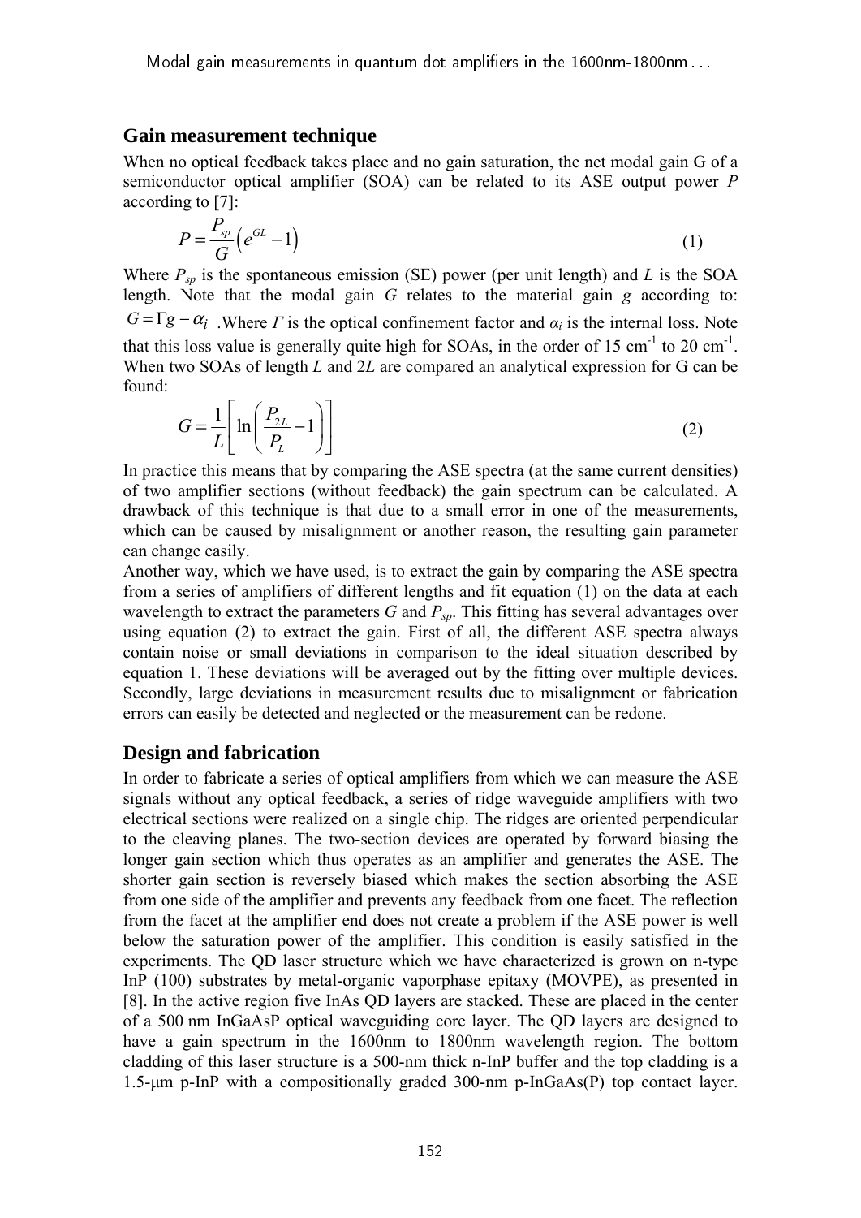## Gain measurement technique

When no optical feedback takes place and no gain saturation, the net modal gain G of a semiconductor optical amplifier (SOA) can be related to its ASE output power *P* according to [7]:

$$P = \frac{P_{sp}}{G}\left(e^{GL} - 1\right) \tag{1}$$

Where $P_{sp}$ is the spontaneous emission (SE) power (per unit length) and *L* is the SOA length. Note that the modal gain *G* relates to the material gain *g* according to: $G = \Gamma g - \alpha_i$ .Where *Γ* is the optical confinement factor and $\alpha_i$ is the internal loss. Note that this loss value is generally quite high for SOAs, in the order of 15 cm$^{-1}$ to 20 cm$^{-1}$. When two SOAs of length *L* and 2*L* are compared an analytical expression for G can be found:

$$G = \frac{1}{L}\left[\ln\left(\frac{P_{2L}}{P_L} - 1\right)\right] \tag{2}$$

In practice this means that by comparing the ASE spectra (at the same current densities) of two amplifier sections (without feedback) the gain spectrum can be calculated. A drawback of this technique is that due to a small error in one of the measurements, which can be caused by misalignment or another reason, the resulting gain parameter can change easily.

Another way, which we have used, is to extract the gain by comparing the ASE spectra from a series of amplifiers of different lengths and fit equation (1) on the data at each wavelength to extract the parameters *G* and $P_{sp}$. This fitting has several advantages over using equation (2) to extract the gain. First of all, the different ASE spectra always contain noise or small deviations in comparison to the ideal situation described by equation 1. These deviations will be averaged out by the fitting over multiple devices. Secondly, large deviations in measurement results due to misalignment or fabrication errors can easily be detected and neglected or the measurement can be redone.

## Design and fabrication

In order to fabricate a series of optical amplifiers from which we can measure the ASE signals without any optical feedback, a series of ridge waveguide amplifiers with two electrical sections were realized on a single chip. The ridges are oriented perpendicular to the cleaving planes. The two-section devices are operated by forward biasing the longer gain section which thus operates as an amplifier and generates the ASE. The shorter gain section is reversely biased which makes the section absorbing the ASE from one side of the amplifier and prevents any feedback from one facet. The reflection from the facet at the amplifier end does not create a problem if the ASE power is well below the saturation power of the amplifier. This condition is easily satisfied in the experiments. The QD laser structure which we have characterized is grown on n-type InP (100) substrates by metal-organic vaporphase epitaxy (MOVPE), as presented in [8]. In the active region five InAs QD layers are stacked. These are placed in the center of a 500 nm InGaAsP optical waveguiding core layer. The QD layers are designed to have a gain spectrum in the 1600nm to 1800nm wavelength region. The bottom cladding of this laser structure is a 500-nm thick n-InP buffer and the top cladding is a 1.5-μm p-InP with a compositionally graded 300-nm p-InGaAs(P) top contact layer.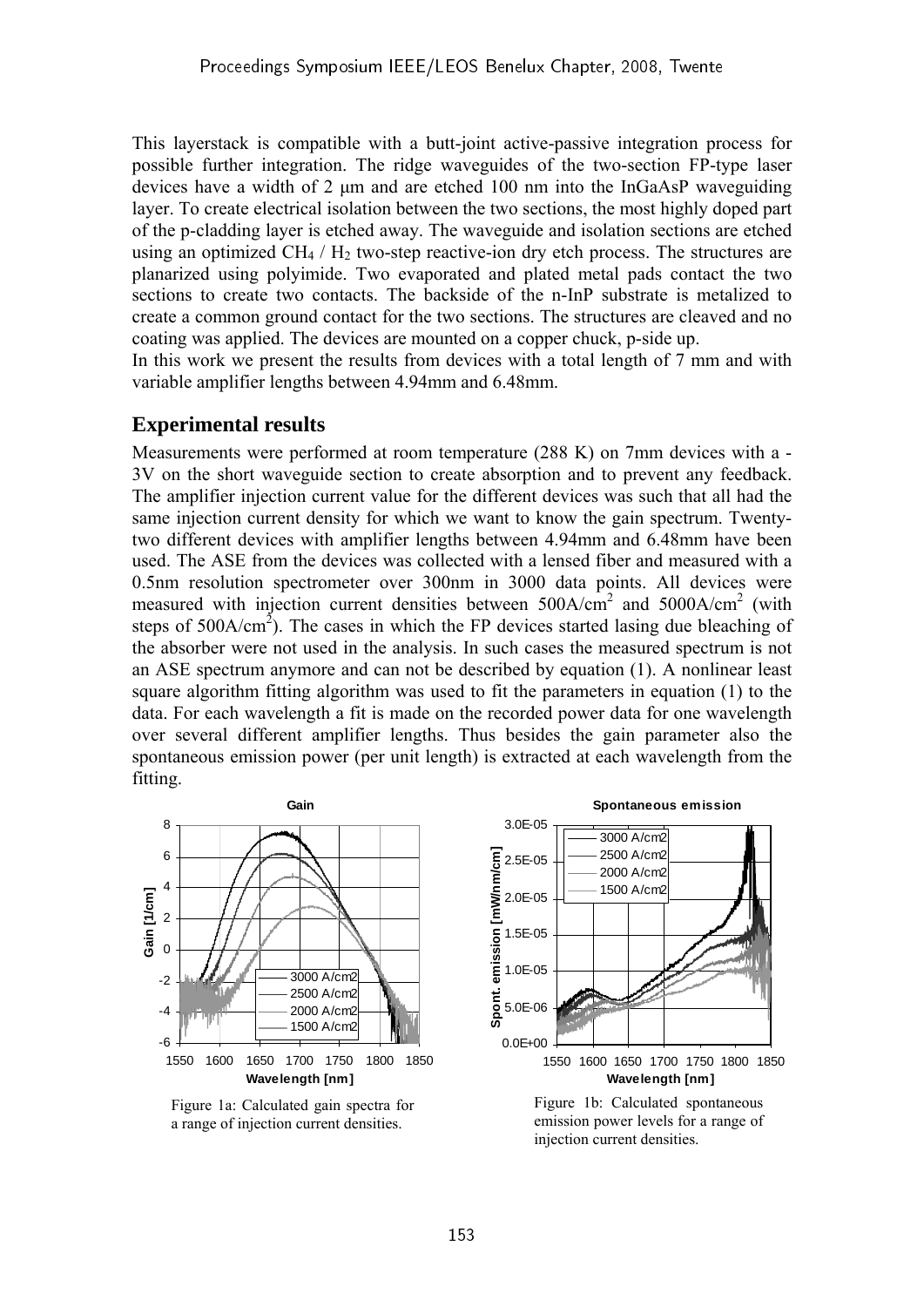This layerstack is compatible with a butt-joint active-passive integration process for possible further integration. The ridge waveguides of the two-section FP-type laser devices have a width of 2 µm and are etched 100 nm into the InGaAsP waveguiding layer. To create electrical isolation between the two sections, the most highly doped part of the p-cladding layer is etched away. The waveguide and isolation sections are etched using an optimized $CH_4$ / $H_2$ two-step reactive-ion dry etch process. The structures are planarized using polyimide. Two evaporated and plated metal pads contact the two sections to create two contacts. The backside of the n-InP substrate is metalized to create a common ground contact for the two sections. The structures are cleaved and no coating was applied. The devices are mounted on a copper chuck, p-side up.

In this work we present the results from devices with a total length of 7 mm and with variable amplifier lengths between 4.94mm and 6.48mm.

## Experimental results

Measurements were performed at room temperature (288 K) on 7mm devices with a -3V on the short waveguide section to create absorption and to prevent any feedback. The amplifier injection current value for the different devices was such that all had the same injection current density for which we want to know the gain spectrum. Twenty-two different devices with amplifier lengths between 4.94mm and 6.48mm have been used. The ASE from the devices was collected with a lensed fiber and measured with a 0.5nm resolution spectrometer over 300nm in 3000 data points. All devices were measured with injection current densities between 500A/cm$^2$ and 5000A/cm$^2$ (with steps of 500A/cm$^2$). The cases in which the FP devices started lasing due bleaching of the absorber were not used in the analysis. In such cases the measured spectrum is not an ASE spectrum anymore and can not be described by equation (1). A nonlinear least square algorithm fitting algorithm was used to fit the parameters in equation (1) to the data. For each wavelength a fit is made on the recorded power data for one wavelength over several different amplifier lengths. Thus besides the gain parameter also the spontaneous emission power (per unit length) is extracted at each wavelength from the fitting.

Gain

Gain [1/cm]

8
6
4
2
0
-2
-4
-6

1550 1600 1650 1700 1750 1800 1850

Wavelength [nm]

3000 A/cm2
2500 A/cm2
2000 A/cm2
1500 A/cm2

Figure 1a: Calculated gain spectra for a range of injection current densities.

Spontaneous emission

Spont. emission [mW/nm/cm]

3.0E-05
2.5E-05
2.0E-05
1.5E-05
1.0E-05
5.0E-06
0.0E+00

1550 1600 1650 1700 1750 1800 1850

Wavelength [nm]

3000 A/cm2
2500 A/cm2
2000 A/cm2
1500 A/cm2

Figure 1b: Calculated spontaneous emission power levels for a range of injection current densities.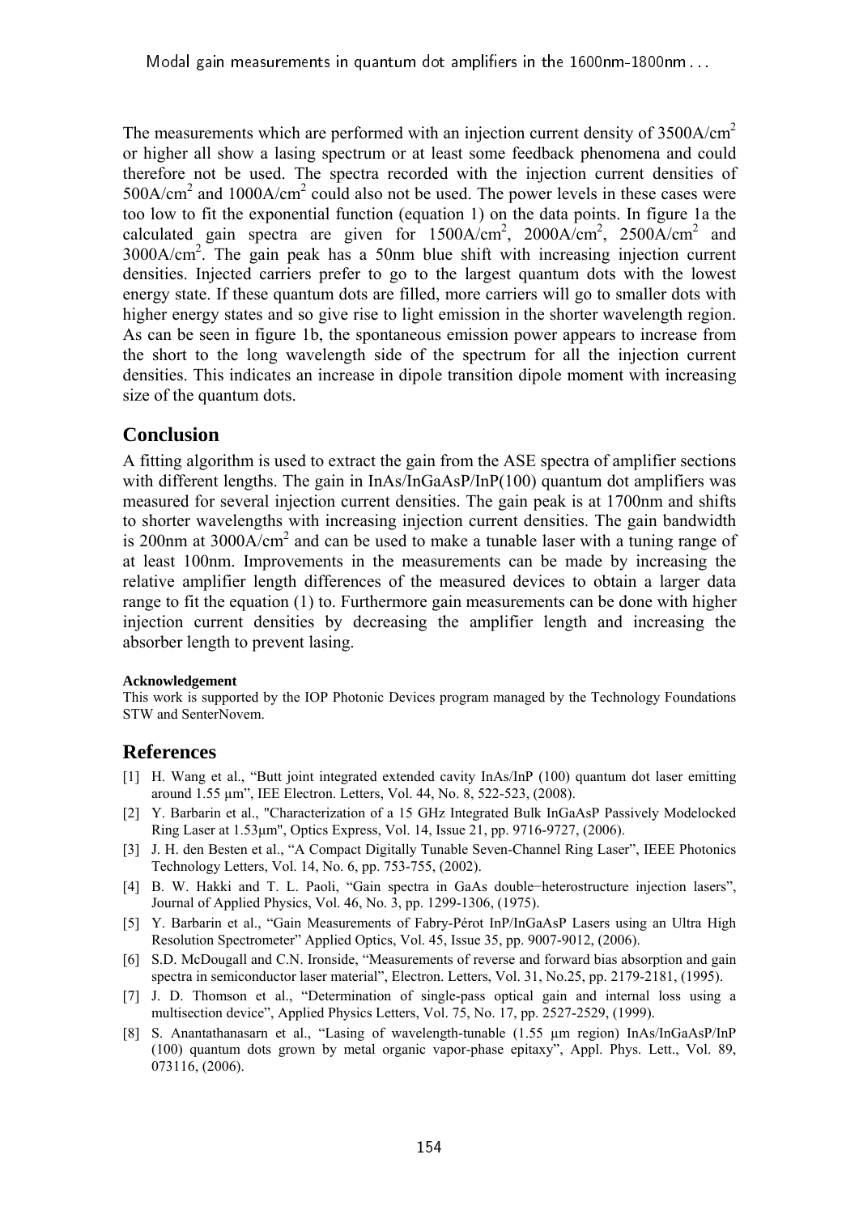The measurements which are performed with an injection current density of 3500A/cm$^2$ or higher all show a lasing spectrum or at least some feedback phenomena and could therefore not be used. The spectra recorded with the injection current densities of 500A/cm$^2$ and 1000A/cm$^2$ could also not be used. The power levels in these cases were too low to fit the exponential function (equation 1) on the data points. In figure 1a the calculated gain spectra are given for 1500A/cm$^2$, 2000A/cm$^2$, 2500A/cm$^2$ and 3000A/cm$^2$. The gain peak has a 50nm blue shift with increasing injection current densities. Injected carriers prefer to go to the largest quantum dots with the lowest energy state. If these quantum dots are filled, more carriers will go to smaller dots with higher energy states and so give rise to light emission in the shorter wavelength region. As can be seen in figure 1b, the spontaneous emission power appears to increase from the short to the long wavelength side of the spectrum for all the injection current densities. This indicates an increase in dipole transition dipole moment with increasing size of the quantum dots.

## Conclusion

A fitting algorithm is used to extract the gain from the ASE spectra of amplifier sections with different lengths. The gain in InAs/InGaAsP/InP(100) quantum dot amplifiers was measured for several injection current densities. The gain peak is at 1700nm and shifts to shorter wavelengths with increasing injection current densities. The gain bandwidth is 200nm at 3000A/cm$^2$ and can be used to make a tunable laser with a tuning range of at least 100nm. Improvements in the measurements can be made by increasing the relative amplifier length differences of the measured devices to obtain a larger data range to fit the equation (1) to. Furthermore gain measurements can be done with higher injection current densities by decreasing the amplifier length and increasing the absorber length to prevent lasing.

#### Acknowledgement

This work is supported by the IOP Photonic Devices program managed by the Technology Foundations STW and SenterNovem.

## References

[1] H. Wang et al., "Butt joint integrated extended cavity InAs/InP (100) quantum dot laser emitting around 1.55 µm", IEE Electron. Letters, Vol. 44, No. 8, 522-523, (2008).

[2] Y. Barbarin et al., "Characterization of a 15 GHz Integrated Bulk InGaAsP Passively Modelocked Ring Laser at 1.53µm", Optics Express, Vol. 14, Issue 21, pp. 9716-9727, (2006).

[3] J. H. den Besten et al., "A Compact Digitally Tunable Seven-Channel Ring Laser", IEEE Photonics Technology Letters, Vol. 14, No. 6, pp. 753-755, (2002).

[4] B. W. Hakki and T. L. Paoli, "Gain spectra in GaAs double−heterostructure injection lasers", Journal of Applied Physics, Vol. 46, No. 3, pp. 1299-1306, (1975).

[5] Y. Barbarin et al., "Gain Measurements of Fabry-Pérot InP/InGaAsP Lasers using an Ultra High Resolution Spectrometer" Applied Optics, Vol. 45, Issue 35, pp. 9007-9012, (2006).

[6] S.D. McDougall and C.N. Ironside, "Measurements of reverse and forward bias absorption and gain spectra in semiconductor laser material", Electron. Letters, Vol. 31, No.25, pp. 2179-2181, (1995).

[7] J. D. Thomson et al., "Determination of single-pass optical gain and internal loss using a multisection device", Applied Physics Letters, Vol. 75, No. 17, pp. 2527-2529, (1999).

[8] S. Anantathanasarn et al., "Lasing of wavelength-tunable (1.55 µm region) InAs/InGaAsP/InP (100) quantum dots grown by metal organic vapor-phase epitaxy", Appl. Phys. Lett., Vol. 89, 073116, (2006).